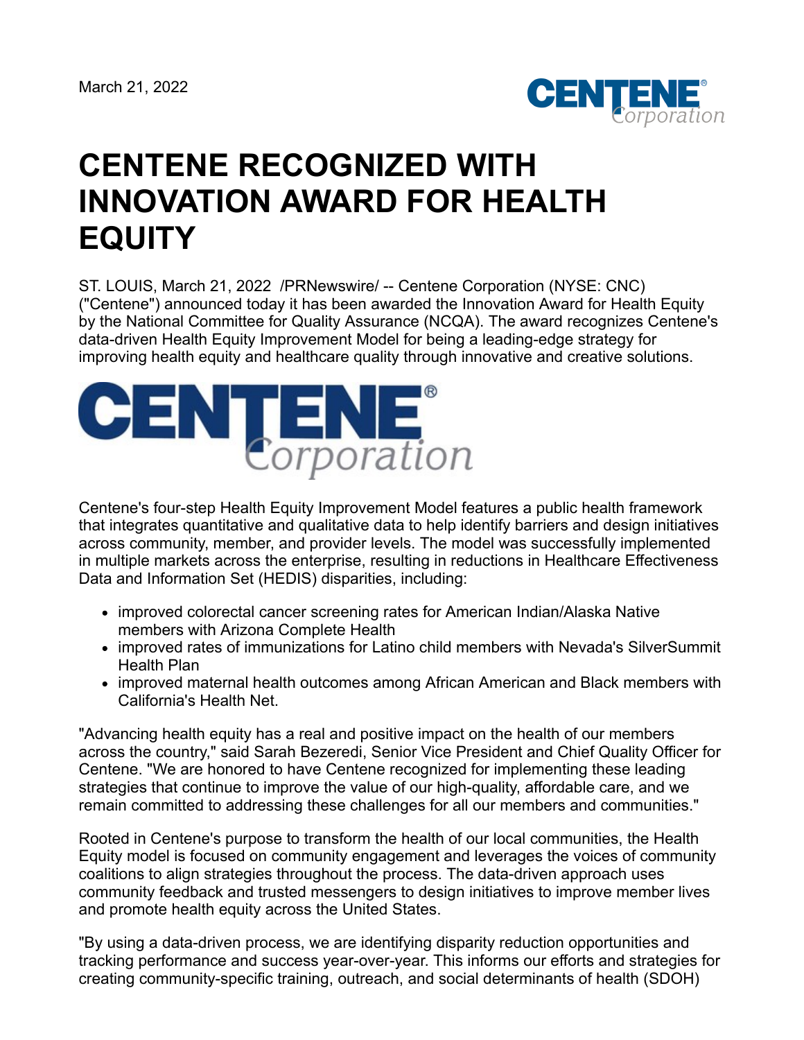March 21, 2022

# CENTENE RECOGNIZED WITH INNOVATION AWARD FOR HEALTH EQUITY

ST. LOUIS, March 21, 2022 /PRNewswire/ -- Centene Corporation (NYSE: CNC) ("Centene") announced today it has been awarded the Innovation Award for Health Equity by the National Committee for Quality Assurance (NCQA). The award recognizes Centene's data-driven Health Equity Improvement Model for being a leading-edge strategy for improving health equity and healthcare quality through innovative and creative solutions.

Centene's four-step Health Equity Improvement Model features a public health framework that integrates quantitative and qualitative data to help identify barriers and design initiatives across community, member, and provider levels. The model was successfully implemented in multiple markets across the enterprise, resulting in reductions in Healthcare Effectiveness Data and Information Set (HEDIS) disparities, including:

- improved colorectal cancer screening rates for American Indian/Alaska Native members with Arizona Complete Health
- improved rates of immunizations for Latino child members with Nevada's SilverSummit Health Plan
- improved maternal health outcomes among African American and Black members with California's Health Net.

"Advancing health equity has a real and positive impact on the health of our members across the country," said Sarah Bezeredi, Senior Vice President and Chief Quality Officer for Centene. "We are honored to have Centene recognized for implementing these leading strategies that continue to improve the value of our high-quality, affordable care, and we remain committed to addressing these challenges for all our members and communities."

Rooted in Centene's purpose to transform the health of our local communities, the Health Equity model is focused on community engagement and leverages the voices of community coalitions to align strategies throughout the process. The data-driven approach uses community feedback and trusted messengers to design initiatives to improve member lives and promote health equity across the United States.

"By using a data-driven process, we are identifying disparity reduction opportunities and tracking performance and success year-over-year. This informs our efforts and strategies for creating community-specific training, outreach, and social determinants of health (SDOH)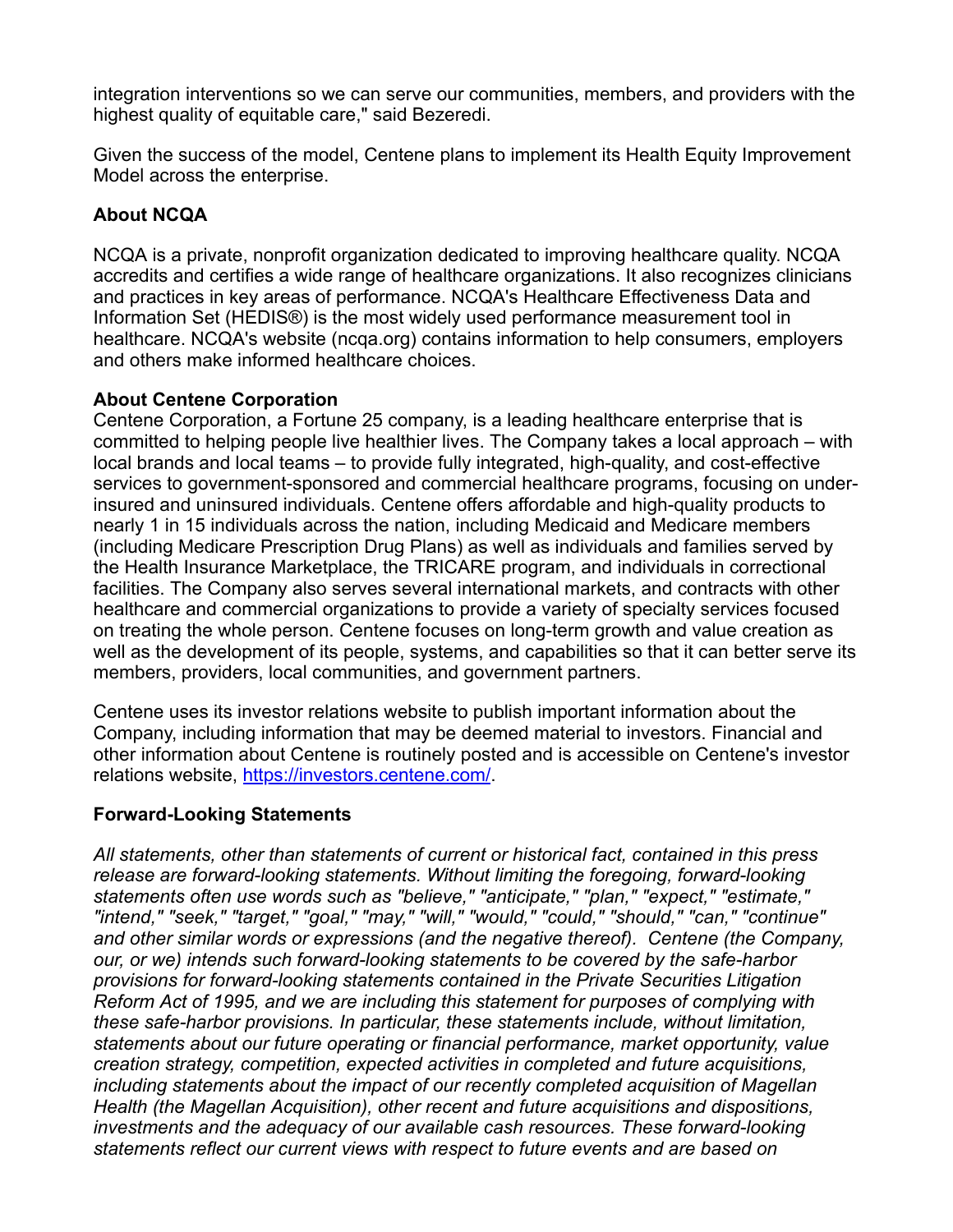integration interventions so we can serve our communities, members, and providers with the highest quality of equitable care," said Bezeredi.

Given the success of the model, Centene plans to implement its Health Equity Improvement Model across the enterprise.

**About NCQA**

NCQA is a private, nonprofit organization dedicated to improving healthcare quality. NCQA accredits and certifies a wide range of healthcare organizations. It also recognizes clinicians and practices in key areas of performance. NCQA's Healthcare Effectiveness Data and Information Set (HEDIS®) is the most widely used performance measurement tool in healthcare. NCQA's website (ncqa.org) contains information to help consumers, employers and others make informed healthcare choices.

**About Centene Corporation**

Centene Corporation, a Fortune 25 company, is a leading healthcare enterprise that is committed to helping people live healthier lives. The Company takes a local approach – with local brands and local teams – to provide fully integrated, high-quality, and cost-effective services to government-sponsored and commercial healthcare programs, focusing on under-insured and uninsured individuals. Centene offers affordable and high-quality products to nearly 1 in 15 individuals across the nation, including Medicaid and Medicare members (including Medicare Prescription Drug Plans) as well as individuals and families served by the Health Insurance Marketplace, the TRICARE program, and individuals in correctional facilities. The Company also serves several international markets, and contracts with other healthcare and commercial organizations to provide a variety of specialty services focused on treating the whole person. Centene focuses on long-term growth and value creation as well as the development of its people, systems, and capabilities so that it can better serve its members, providers, local communities, and government partners.

Centene uses its investor relations website to publish important information about the Company, including information that may be deemed material to investors. Financial and other information about Centene is routinely posted and is accessible on Centene's investor relations website, https://investors.centene.com/.

**Forward-Looking Statements**

*All statements, other than statements of current or historical fact, contained in this press release are forward-looking statements. Without limiting the foregoing, forward-looking statements often use words such as "believe," "anticipate," "plan," "expect," "estimate," "intend," "seek," "target," "goal," "may," "will," "would," "could," "should," "can," "continue" and other similar words or expressions (and the negative thereof). Centene (the Company, our, or we) intends such forward-looking statements to be covered by the safe-harbor provisions for forward-looking statements contained in the Private Securities Litigation Reform Act of 1995, and we are including this statement for purposes of complying with these safe-harbor provisions. In particular, these statements include, without limitation, statements about our future operating or financial performance, market opportunity, value creation strategy, competition, expected activities in completed and future acquisitions, including statements about the impact of our recently completed acquisition of Magellan Health (the Magellan Acquisition), other recent and future acquisitions and dispositions, investments and the adequacy of our available cash resources. These forward-looking statements reflect our current views with respect to future events and are based on*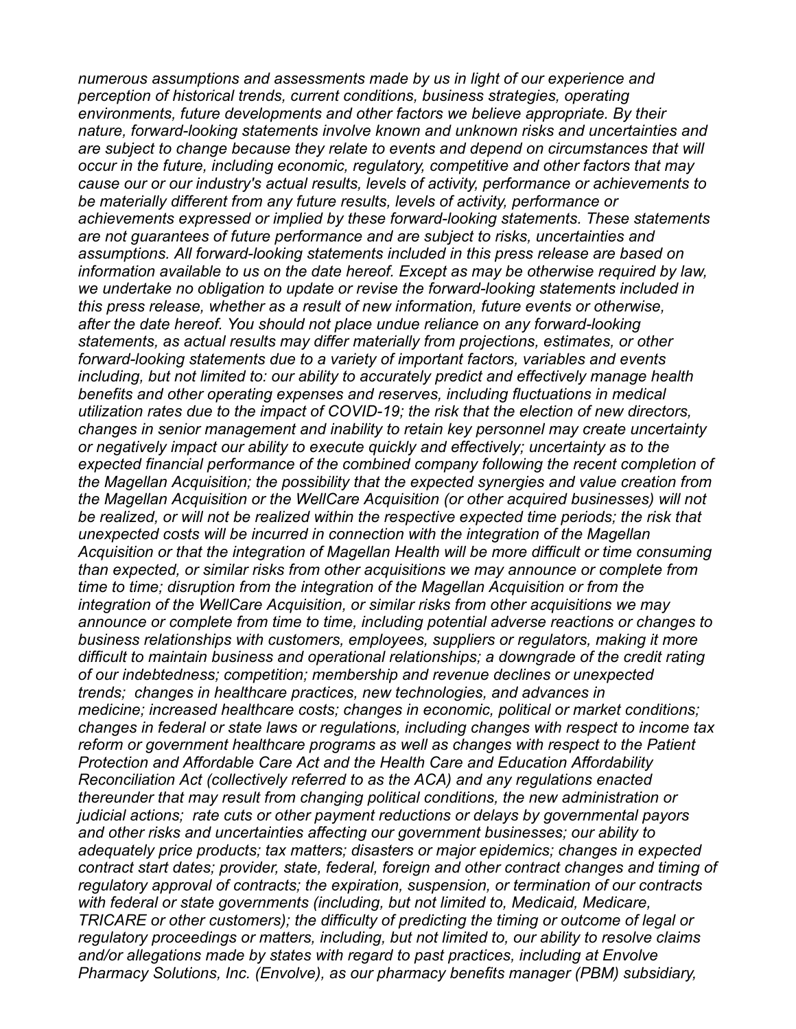*numerous assumptions and assessments made by us in light of our experience and perception of historical trends, current conditions, business strategies, operating environments, future developments and other factors we believe appropriate. By their nature, forward-looking statements involve known and unknown risks and uncertainties and are subject to change because they relate to events and depend on circumstances that will occur in the future, including economic, regulatory, competitive and other factors that may cause our or our industry's actual results, levels of activity, performance or achievements to be materially different from any future results, levels of activity, performance or achievements expressed or implied by these forward-looking statements. These statements are not guarantees of future performance and are subject to risks, uncertainties and assumptions. All forward-looking statements included in this press release are based on information available to us on the date hereof. Except as may be otherwise required by law, we undertake no obligation to update or revise the forward-looking statements included in this press release, whether as a result of new information, future events or otherwise, after the date hereof. You should not place undue reliance on any forward-looking statements, as actual results may differ materially from projections, estimates, or other forward-looking statements due to a variety of important factors, variables and events including, but not limited to: our ability to accurately predict and effectively manage health benefits and other operating expenses and reserves, including fluctuations in medical utilization rates due to the impact of COVID-19; the risk that the election of new directors, changes in senior management and inability to retain key personnel may create uncertainty or negatively impact our ability to execute quickly and effectively; uncertainty as to the expected financial performance of the combined company following the recent completion of the Magellan Acquisition; the possibility that the expected synergies and value creation from the Magellan Acquisition or the WellCare Acquisition (or other acquired businesses) will not be realized, or will not be realized within the respective expected time periods; the risk that unexpected costs will be incurred in connection with the integration of the Magellan Acquisition or that the integration of Magellan Health will be more difficult or time consuming than expected, or similar risks from other acquisitions we may announce or complete from time to time; disruption from the integration of the Magellan Acquisition or from the integration of the WellCare Acquisition, or similar risks from other acquisitions we may announce or complete from time to time, including potential adverse reactions or changes to business relationships with customers, employees, suppliers or regulators, making it more difficult to maintain business and operational relationships; a downgrade of the credit rating of our indebtedness; competition; membership and revenue declines or unexpected trends; changes in healthcare practices, new technologies, and advances in medicine; increased healthcare costs; changes in economic, political or market conditions; changes in federal or state laws or regulations, including changes with respect to income tax reform or government healthcare programs as well as changes with respect to the Patient Protection and Affordable Care Act and the Health Care and Education Affordability Reconciliation Act (collectively referred to as the ACA) and any regulations enacted thereunder that may result from changing political conditions, the new administration or judicial actions; rate cuts or other payment reductions or delays by governmental payors and other risks and uncertainties affecting our government businesses; our ability to adequately price products; tax matters; disasters or major epidemics; changes in expected contract start dates; provider, state, federal, foreign and other contract changes and timing of regulatory approval of contracts; the expiration, suspension, or termination of our contracts with federal or state governments (including, but not limited to, Medicaid, Medicare, TRICARE or other customers); the difficulty of predicting the timing or outcome of legal or regulatory proceedings or matters, including, but not limited to, our ability to resolve claims and/or allegations made by states with regard to past practices, including at Envolve Pharmacy Solutions, Inc. (Envolve), as our pharmacy benefits manager (PBM) subsidiary,*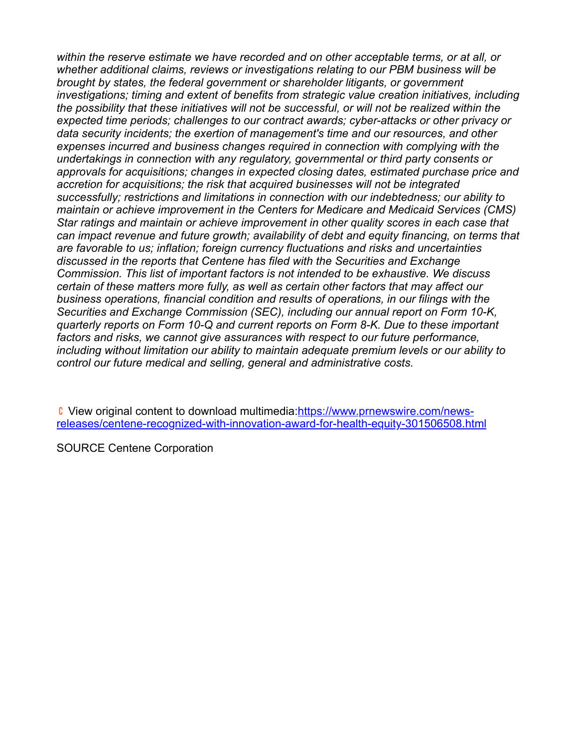*within the reserve estimate we have recorded and on other acceptable terms, or at all, or whether additional claims, reviews or investigations relating to our PBM business will be brought by states, the federal government or shareholder litigants, or government investigations; timing and extent of benefits from strategic value creation initiatives, including the possibility that these initiatives will not be successful, or will not be realized within the expected time periods; challenges to our contract awards; cyber-attacks or other privacy or data security incidents; the exertion of management's time and our resources, and other expenses incurred and business changes required in connection with complying with the undertakings in connection with any regulatory, governmental or third party consents or approvals for acquisitions; changes in expected closing dates, estimated purchase price and accretion for acquisitions; the risk that acquired businesses will not be integrated successfully; restrictions and limitations in connection with our indebtedness; our ability to maintain or achieve improvement in the Centers for Medicare and Medicaid Services (CMS) Star ratings and maintain or achieve improvement in other quality scores in each case that can impact revenue and future growth; availability of debt and equity financing, on terms that are favorable to us; inflation; foreign currency fluctuations and risks and uncertainties discussed in the reports that Centene has filed with the Securities and Exchange Commission. This list of important factors is not intended to be exhaustive. We discuss certain of these matters more fully, as well as certain other factors that may affect our business operations, financial condition and results of operations, in our filings with the Securities and Exchange Commission (SEC), including our annual report on Form 10-K, quarterly reports on Form 10-Q and current reports on Form 8-K. Due to these important factors and risks, we cannot give assurances with respect to our future performance, including without limitation our ability to maintain adequate premium levels or our ability to control our future medical and selling, general and administrative costs.*

View original content to download multimedia:[https://www.prnewswire.com/news-releases/centene-recognized-with-innovation-award-for-health-equity-301506508.html](https://www.prnewswire.com/news-releases/centene-recognized-with-innovation-award-for-health-equity-301506508.html)

SOURCE Centene Corporation